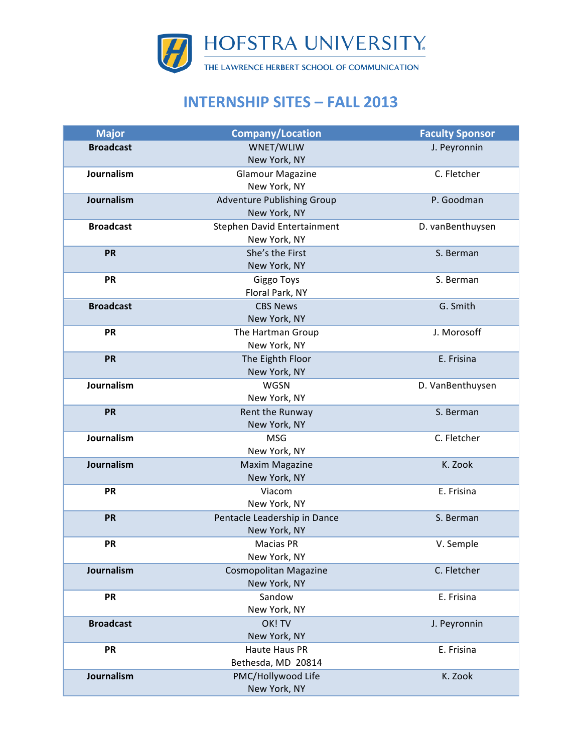HOFSTRA UNIVERSITY

THE LAWRENCE HERBERT SCHOOL OF COMMUNICATION

# INTERNSHIP SITES – FALL 2013

| Major | Company/Location | Faculty Sponsor |
|---|---|---|
| **Broadcast** | WNET/WLIW<br>New York, NY | J. Peyronnin |
| **Journalism** | Glamour Magazine<br>New York, NY | C. Fletcher |
| **Journalism** | Adventure Publishing Group<br>New York, NY | P. Goodman |
| **Broadcast** | Stephen David Entertainment<br>New York, NY | D. vanBenthuysen |
| **PR** | She's the First<br>New York, NY | S. Berman |
| **PR** | Giggo Toys<br>Floral Park, NY | S. Berman |
| **Broadcast** | CBS News<br>New York, NY | G. Smith |
| **PR** | The Hartman Group<br>New York, NY | J. Morosoff |
| **PR** | The Eighth Floor<br>New York, NY | E. Frisina |
| **Journalism** | WGSN<br>New York, NY | D. VanBenthuysen |
| **PR** | Rent the Runway<br>New York, NY | S. Berman |
| **Journalism** | MSG<br>New York, NY | C. Fletcher |
| **Journalism** | Maxim Magazine<br>New York, NY | K. Zook |
| **PR** | Viacom<br>New York, NY | E. Frisina |
| **PR** | Pentacle Leadership in Dance<br>New York, NY | S. Berman |
| **PR** | Macias PR<br>New York, NY | V. Semple |
| **Journalism** | Cosmopolitan Magazine<br>New York, NY | C. Fletcher |
| **PR** | Sandow<br>New York, NY | E. Frisina |
| **Broadcast** | OK! TV<br>New York, NY | J. Peyronnin |
| **PR** | Haute Haus PR<br>Bethesda, MD 20814 | E. Frisina |
| **Journalism** | PMC/Hollywood Life<br>New York, NY | K. Zook |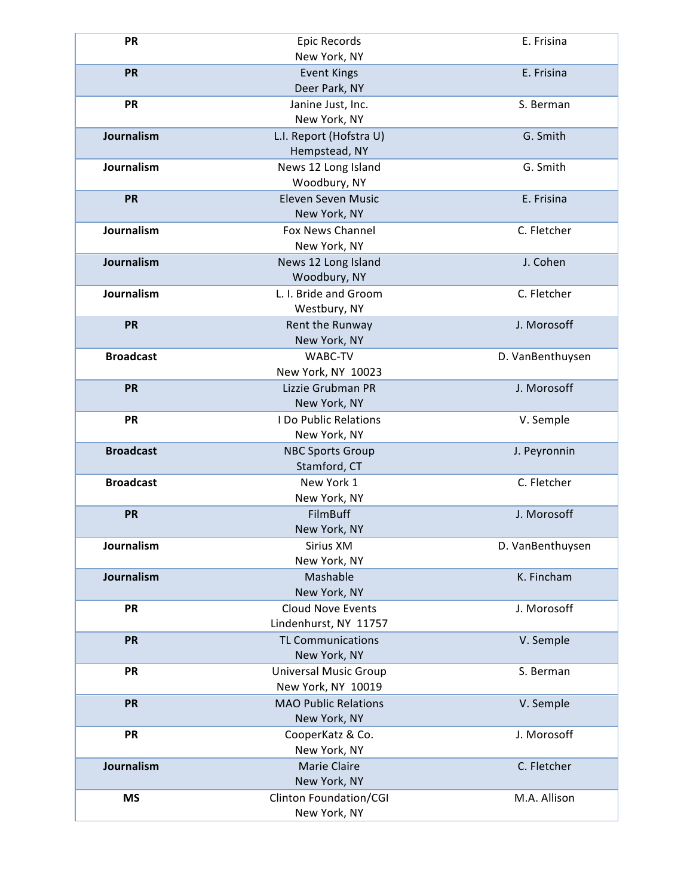| **PR** | Epic Records<br>New York, NY | E. Frisina |
|---|---|---|
| **PR** | Event Kings<br>Deer Park, NY | E. Frisina |
| **PR** | Janine Just, Inc.<br>New York, NY | S. Berman |
| **Journalism** | L.I. Report (Hofstra U)<br>Hempstead, NY | G. Smith |
| **Journalism** | News 12 Long Island<br>Woodbury, NY | G. Smith |
| **PR** | Eleven Seven Music<br>New York, NY | E. Frisina |
| **Journalism** | Fox News Channel<br>New York, NY | C. Fletcher |
| **Journalism** | News 12 Long Island<br>Woodbury, NY | J. Cohen |
| **Journalism** | L. I. Bride and Groom<br>Westbury, NY | C. Fletcher |
| **PR** | Rent the Runway<br>New York, NY | J. Morosoff |
| **Broadcast** | WABC-TV<br>New York, NY 10023 | D. VanBenthuysen |
| **PR** | Lizzie Grubman PR<br>New York, NY | J. Morosoff |
| **PR** | I Do Public Relations<br>New York, NY | V. Semple |
| **Broadcast** | NBC Sports Group<br>Stamford, CT | J. Peyronnin |
| **Broadcast** | New York 1<br>New York, NY | C. Fletcher |
| **PR** | FilmBuff<br>New York, NY | J. Morosoff |
| **Journalism** | Sirius XM<br>New York, NY | D. VanBenthuysen |
| **Journalism** | Mashable<br>New York, NY | K. Fincham |
| **PR** | Cloud Nove Events<br>Lindenhurst, NY 11757 | J. Morosoff |
| **PR** | TL Communications<br>New York, NY | V. Semple |
| **PR** | Universal Music Group<br>New York, NY 10019 | S. Berman |
| **PR** | MAO Public Relations<br>New York, NY | V. Semple |
| **PR** | CooperKatz & Co.<br>New York, NY | J. Morosoff |
| **Journalism** | Marie Claire<br>New York, NY | C. Fletcher |
| **MS** | Clinton Foundation/CGI<br>New York, NY | M.A. Allison |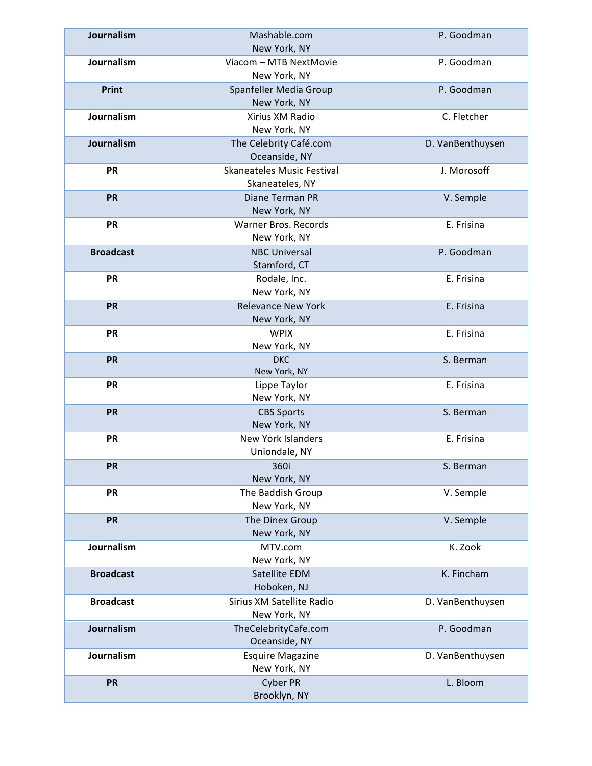| | | |
|---|---|---|
| **Journalism** | Mashable.com<br>New York, NY | P. Goodman |
| **Journalism** | Viacom – MTB NextMovie<br>New York, NY | P. Goodman |
| **Print** | Spanfeller Media Group<br>New York, NY | P. Goodman |
| **Journalism** | Xirius XM Radio<br>New York, NY | C. Fletcher |
| **Journalism** | The Celebrity Café.com<br>Oceanside, NY | D. VanBenthuysen |
| **PR** | Skaneateles Music Festival<br>Skaneateles, NY | J. Morosoff |
| **PR** | Diane Terman PR<br>New York, NY | V. Semple |
| **PR** | Warner Bros. Records<br>New York, NY | E. Frisina |
| **Broadcast** | NBC Universal<br>Stamford, CT | P. Goodman |
| **PR** | Rodale, Inc.<br>New York, NY | E. Frisina |
| **PR** | Relevance New York<br>New York, NY | E. Frisina |
| **PR** | WPIX<br>New York, NY | E. Frisina |
| **PR** | DKC<br>New York, NY | S. Berman |
| **PR** | Lippe Taylor<br>New York, NY | E. Frisina |
| **PR** | CBS Sports<br>New York, NY | S. Berman |
| **PR** | New York Islanders<br>Uniondale, NY | E. Frisina |
| **PR** | 360i<br>New York, NY | S. Berman |
| **PR** | The Baddish Group<br>New York, NY | V. Semple |
| **PR** | The Dinex Group<br>New York, NY | V. Semple |
| **Journalism** | MTV.com<br>New York, NY | K. Zook |
| **Broadcast** | Satellite EDM<br>Hoboken, NJ | K. Fincham |
| **Broadcast** | Sirius XM Satellite Radio<br>New York, NY | D. VanBenthuysen |
| **Journalism** | TheCelebrityCafe.com<br>Oceanside, NY | P. Goodman |
| **Journalism** | Esquire Magazine<br>New York, NY | D. VanBenthuysen |
| **PR** | Cyber PR<br>Brooklyn, NY | L. Bloom |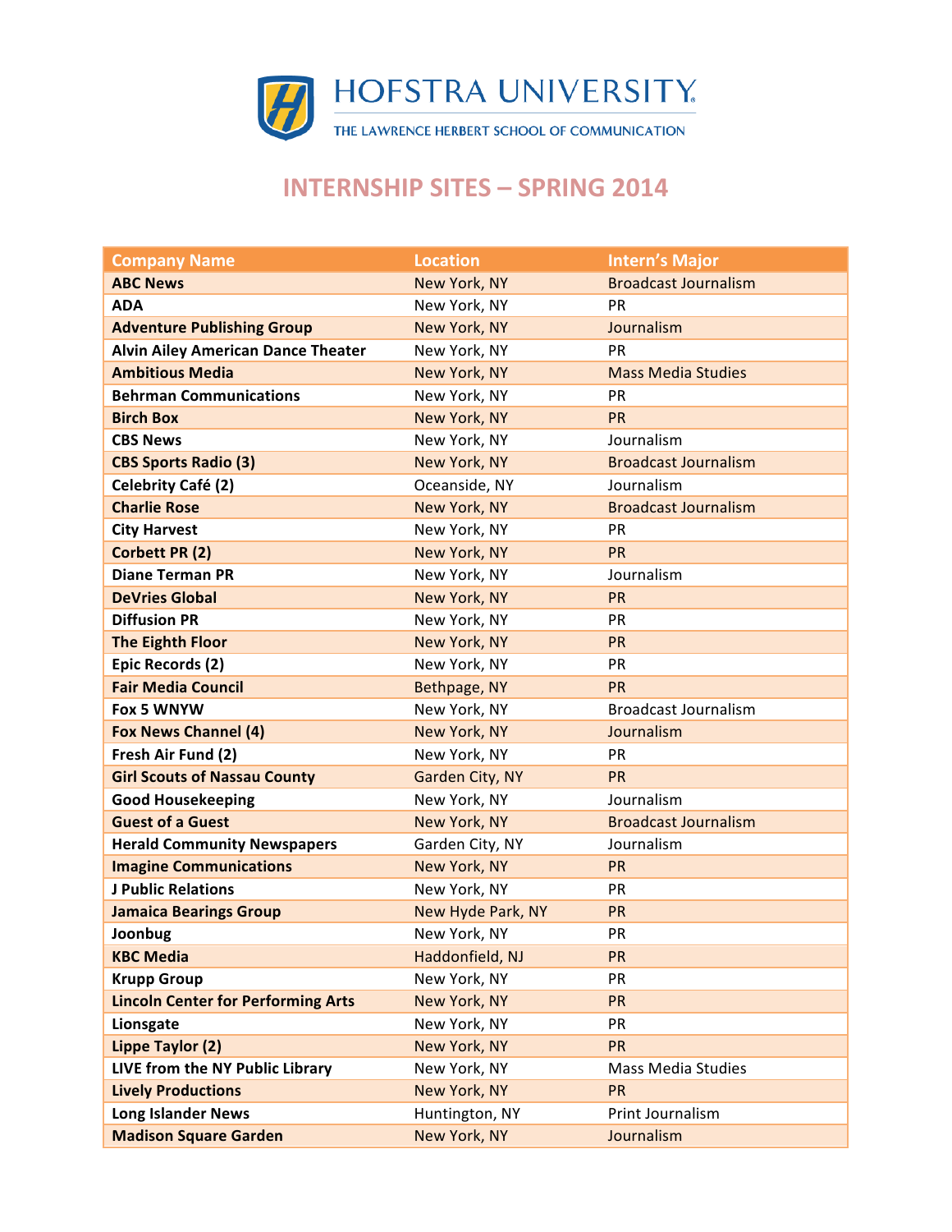HOFSTRA UNIVERSITY

THE LAWRENCE HERBERT SCHOOL OF COMMUNICATION

# INTERNSHIP SITES – SPRING 2014

| Company Name | Location | Intern's Major |
| --- | --- | --- |
| **ABC News** | New York, NY | Broadcast Journalism |
| **ADA** | New York, NY | PR |
| **Adventure Publishing Group** | New York, NY | Journalism |
| **Alvin Ailey American Dance Theater** | New York, NY | PR |
| **Ambitious Media** | New York, NY | Mass Media Studies |
| **Behrman Communications** | New York, NY | PR |
| **Birch Box** | New York, NY | PR |
| **CBS News** | New York, NY | Journalism |
| **CBS Sports Radio (3)** | New York, NY | Broadcast Journalism |
| **Celebrity Café (2)** | Oceanside, NY | Journalism |
| **Charlie Rose** | New York, NY | Broadcast Journalism |
| **City Harvest** | New York, NY | PR |
| **Corbett PR (2)** | New York, NY | PR |
| **Diane Terman PR** | New York, NY | Journalism |
| **DeVries Global** | New York, NY | PR |
| **Diffusion PR** | New York, NY | PR |
| **The Eighth Floor** | New York, NY | PR |
| **Epic Records (2)** | New York, NY | PR |
| **Fair Media Council** | Bethpage, NY | PR |
| **Fox 5 WNYW** | New York, NY | Broadcast Journalism |
| **Fox News Channel (4)** | New York, NY | Journalism |
| **Fresh Air Fund (2)** | New York, NY | PR |
| **Girl Scouts of Nassau County** | Garden City, NY | PR |
| **Good Housekeeping** | New York, NY | Journalism |
| **Guest of a Guest** | New York, NY | Broadcast Journalism |
| **Herald Community Newspapers** | Garden City, NY | Journalism |
| **Imagine Communications** | New York, NY | PR |
| **J Public Relations** | New York, NY | PR |
| **Jamaica Bearings Group** | New Hyde Park, NY | PR |
| **Joonbug** | New York, NY | PR |
| **KBC Media** | Haddonfield, NJ | PR |
| **Krupp Group** | New York, NY | PR |
| **Lincoln Center for Performing Arts** | New York, NY | PR |
| **Lionsgate** | New York, NY | PR |
| **Lippe Taylor (2)** | New York, NY | PR |
| **LIVE from the NY Public Library** | New York, NY | Mass Media Studies |
| **Lively Productions** | New York, NY | PR |
| **Long Islander News** | Huntington, NY | Print Journalism |
| **Madison Square Garden** | New York, NY | Journalism |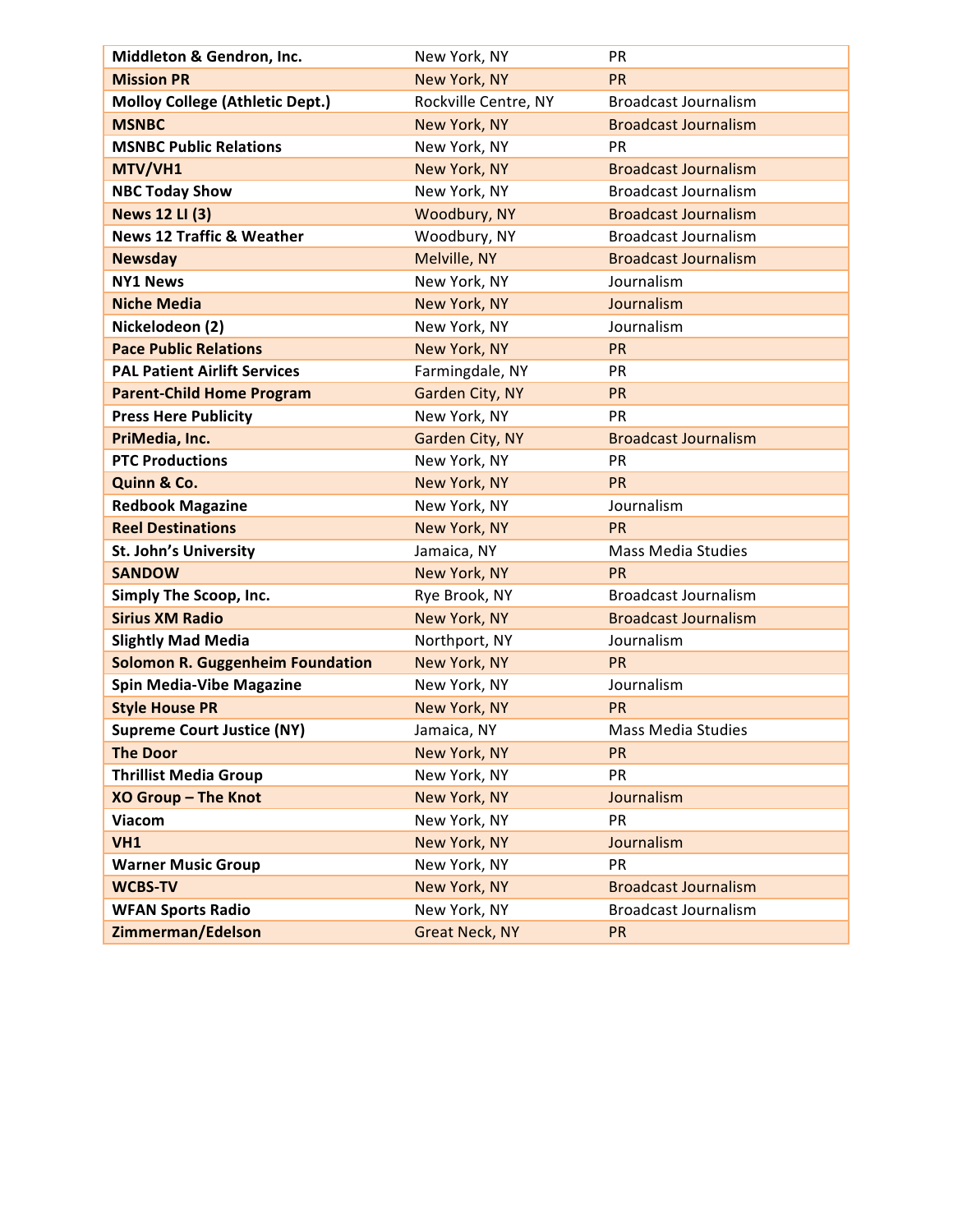| | | |
|---|---|---|
| **Middleton & Gendron, Inc.** | New York, NY | PR |
| **Mission PR** | New York, NY | PR |
| **Molloy College (Athletic Dept.)** | Rockville Centre, NY | Broadcast Journalism |
| **MSNBC** | New York, NY | Broadcast Journalism |
| **MSNBC Public Relations** | New York, NY | PR |
| **MTV/VH1** | New York, NY | Broadcast Journalism |
| **NBC Today Show** | New York, NY | Broadcast Journalism |
| **News 12 LI (3)** | Woodbury, NY | Broadcast Journalism |
| **News 12 Traffic & Weather** | Woodbury, NY | Broadcast Journalism |
| **Newsday** | Melville, NY | Broadcast Journalism |
| **NY1 News** | New York, NY | Journalism |
| **Niche Media** | New York, NY | Journalism |
| **Nickelodeon (2)** | New York, NY | Journalism |
| **Pace Public Relations** | New York, NY | PR |
| **PAL Patient Airlift Services** | Farmingdale, NY | PR |
| **Parent-Child Home Program** | Garden City, NY | PR |
| **Press Here Publicity** | New York, NY | PR |
| **PriMedia, Inc.** | Garden City, NY | Broadcast Journalism |
| **PTC Productions** | New York, NY | PR |
| **Quinn & Co.** | New York, NY | PR |
| **Redbook Magazine** | New York, NY | Journalism |
| **Reel Destinations** | New York, NY | PR |
| **St. John's University** | Jamaica, NY | Mass Media Studies |
| **SANDOW** | New York, NY | PR |
| **Simply The Scoop, Inc.** | Rye Brook, NY | Broadcast Journalism |
| **Sirius XM Radio** | New York, NY | Broadcast Journalism |
| **Slightly Mad Media** | Northport, NY | Journalism |
| **Solomon R. Guggenheim Foundation** | New York, NY | PR |
| **Spin Media-Vibe Magazine** | New York, NY | Journalism |
| **Style House PR** | New York, NY | PR |
| **Supreme Court Justice (NY)** | Jamaica, NY | Mass Media Studies |
| **The Door** | New York, NY | PR |
| **Thrillist Media Group** | New York, NY | PR |
| **XO Group – The Knot** | New York, NY | Journalism |
| **Viacom** | New York, NY | PR |
| **VH1** | New York, NY | Journalism |
| **Warner Music Group** | New York, NY | PR |
| **WCBS-TV** | New York, NY | Broadcast Journalism |
| **WFAN Sports Radio** | New York, NY | Broadcast Journalism |
| **Zimmerman/Edelson** | Great Neck, NY | PR |